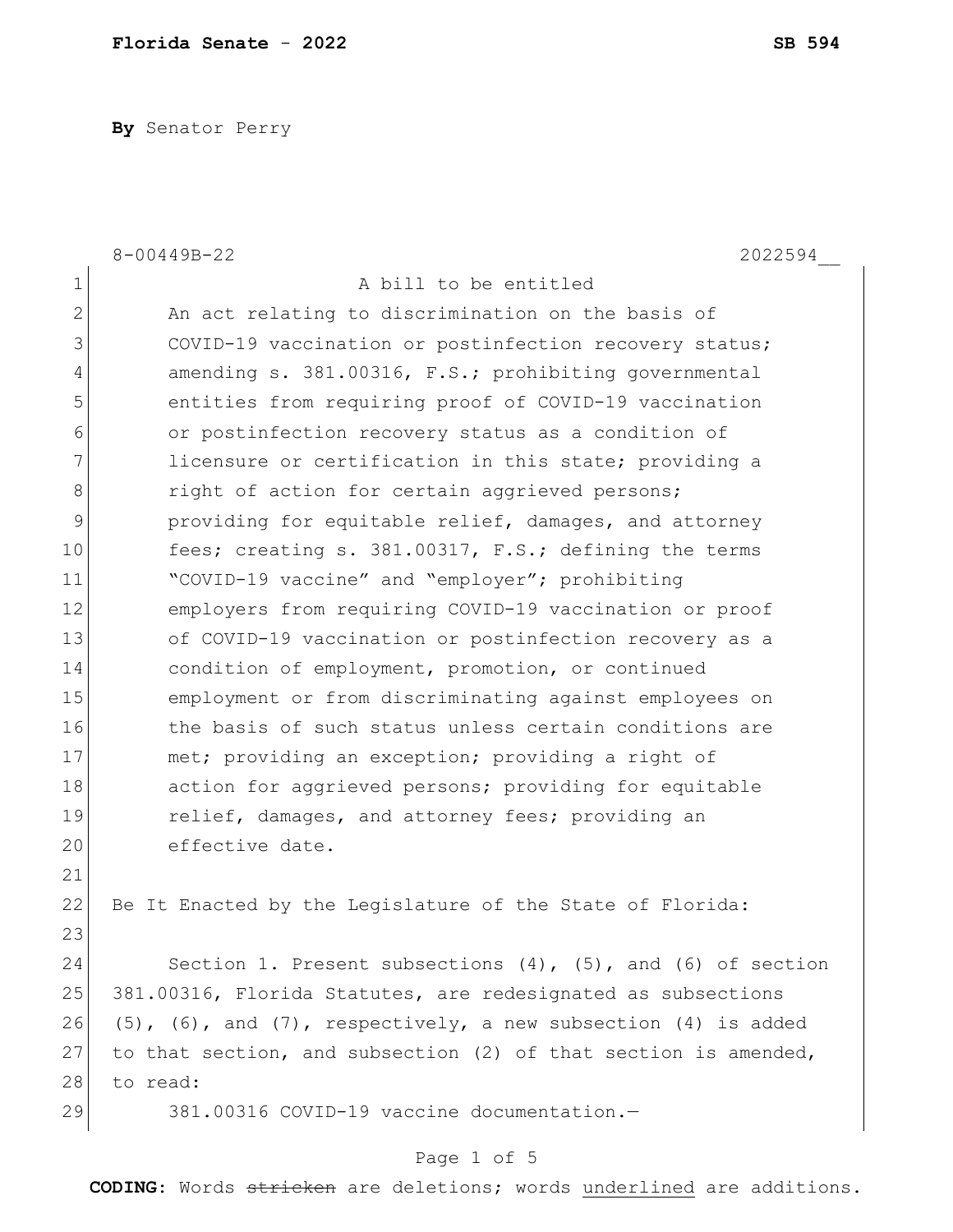**By** Senator Perry

8-00449B-22 2022594__

A bill to be entitled

An act relating to discrimination on the basis of COVID-19 vaccination or postinfection recovery status; amending s. 381.00316, F.S.; prohibiting governmental entities from requiring proof of COVID-19 vaccination or postinfection recovery status as a condition of licensure or certification in this state; providing a right of action for certain aggrieved persons; providing for equitable relief, damages, and attorney fees; creating s. 381.00317, F.S.; defining the terms "COVID-19 vaccine" and "employer"; prohibiting employers from requiring COVID-19 vaccination or proof of COVID-19 vaccination or postinfection recovery as a condition of employment, promotion, or continued employment or from discriminating against employees on the basis of such status unless certain conditions are met; providing an exception; providing a right of action for aggrieved persons; providing for equitable relief, damages, and attorney fees; providing an effective date.

Be It Enacted by the Legislature of the State of Florida:

Section 1. Present subsections (4), (5), and (6) of section 381.00316, Florida Statutes, are redesignated as subsections (5), (6), and (7), respectively, a new subsection (4) is added to that section, and subsection (2) of that section is amended, to read:

381.00316 COVID-19 vaccine documentation.—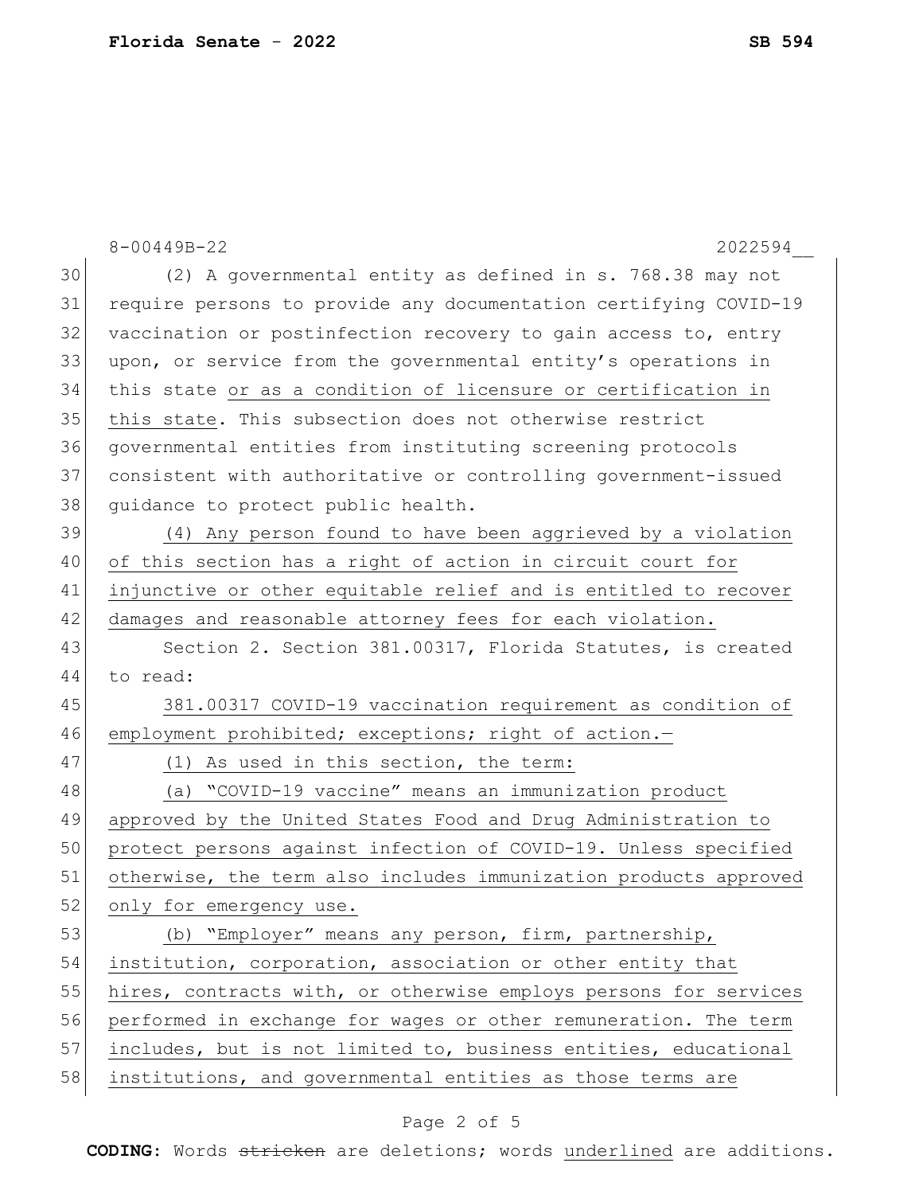(2) A governmental entity as defined in s. 768.38 may not require persons to provide any documentation certifying COVID-19 vaccination or postinfection recovery to gain access to, entry upon, or service from the governmental entity's operations in this state <u>or as a condition of licensure or certification in this state</u>. This subsection does not otherwise restrict governmental entities from instituting screening protocols consistent with authoritative or controlling government-issued guidance to protect public health.

<u>(4) Any person found to have been aggrieved by a violation of this section has a right of action in circuit court for injunctive or other equitable relief and is entitled to recover damages and reasonable attorney fees for each violation.</u>

Section 2. Section 381.00317, Florida Statutes, is created to read:

<u>381.00317 COVID-19 vaccination requirement as condition of employment prohibited; exceptions; right of action.—</u>

<u>(1) As used in this section, the term:</u>

<u>(a) "COVID-19 vaccine" means an immunization product approved by the United States Food and Drug Administration to protect persons against infection of COVID-19. Unless specified otherwise, the term also includes immunization products approved only for emergency use.</u>

<u>(b) "Employer" means any person, firm, partnership, institution, corporation, association or other entity that hires, contracts with, or otherwise employs persons for services performed in exchange for wages or other remuneration. The term includes, but is not limited to, business entities, educational institutions, and governmental entities as those terms are</u>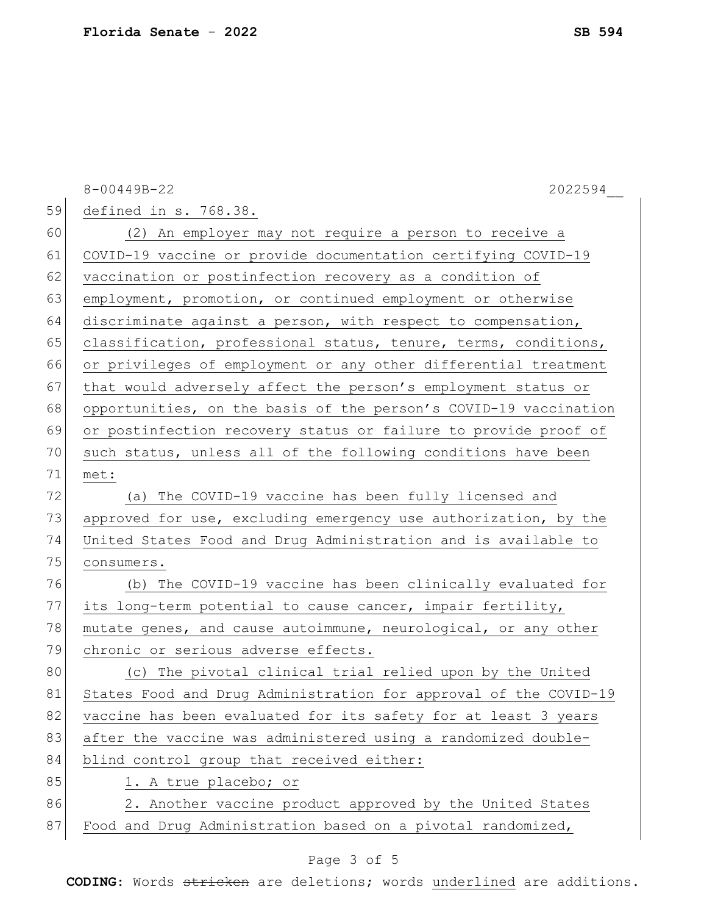defined in s. 768.38.

(2) An employer may not require a person to receive a COVID-19 vaccine or provide documentation certifying COVID-19 vaccination or postinfection recovery as a condition of employment, promotion, or continued employment or otherwise discriminate against a person, with respect to compensation, classification, professional status, tenure, terms, conditions, or privileges of employment or any other differential treatment that would adversely affect the person's employment status or opportunities, on the basis of the person's COVID-19 vaccination or postinfection recovery status or failure to provide proof of such status, unless all of the following conditions have been met:

(a) The COVID-19 vaccine has been fully licensed and approved for use, excluding emergency use authorization, by the United States Food and Drug Administration and is available to consumers.

(b) The COVID-19 vaccine has been clinically evaluated for its long-term potential to cause cancer, impair fertility, mutate genes, and cause autoimmune, neurological, or any other chronic or serious adverse effects.

(c) The pivotal clinical trial relied upon by the United States Food and Drug Administration for approval of the COVID-19 vaccine has been evaluated for its safety for at least 3 years after the vaccine was administered using a randomized double-blind control group that received either:

1. A true placebo; or

2. Another vaccine product approved by the United States Food and Drug Administration based on a pivotal randomized,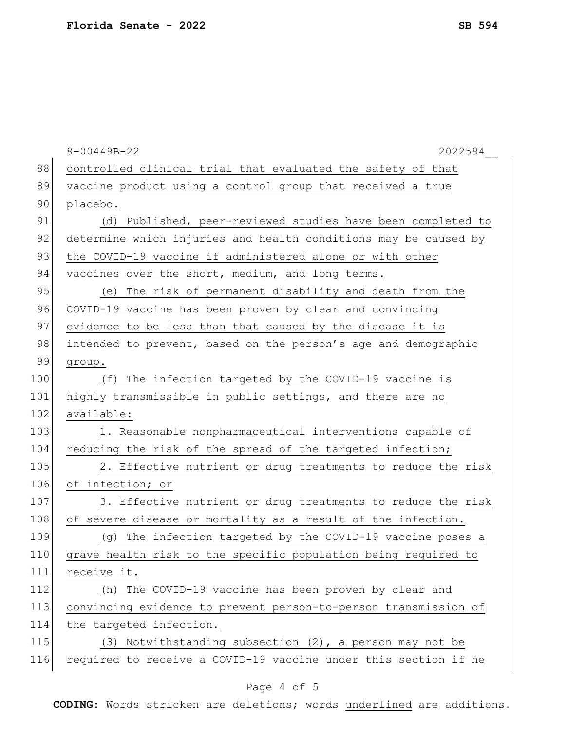controlled clinical trial that evaluated the safety of that vaccine product using a control group that received a true placebo.

(d) Published, peer-reviewed studies have been completed to determine which injuries and health conditions may be caused by the COVID-19 vaccine if administered alone or with other vaccines over the short, medium, and long terms.

(e) The risk of permanent disability and death from the COVID-19 vaccine has been proven by clear and convincing evidence to be less than that caused by the disease it is intended to prevent, based on the person's age and demographic group.

(f) The infection targeted by the COVID-19 vaccine is highly transmissible in public settings, and there are no available:

1. Reasonable nonpharmaceutical interventions capable of reducing the risk of the spread of the targeted infection;

2. Effective nutrient or drug treatments to reduce the risk of infection; or

3. Effective nutrient or drug treatments to reduce the risk of severe disease or mortality as a result of the infection.

(g) The infection targeted by the COVID-19 vaccine poses a grave health risk to the specific population being required to receive it.

(h) The COVID-19 vaccine has been proven by clear and convincing evidence to prevent person-to-person transmission of the targeted infection.

(3) Notwithstanding subsection (2), a person may not be required to receive a COVID-19 vaccine under this section if he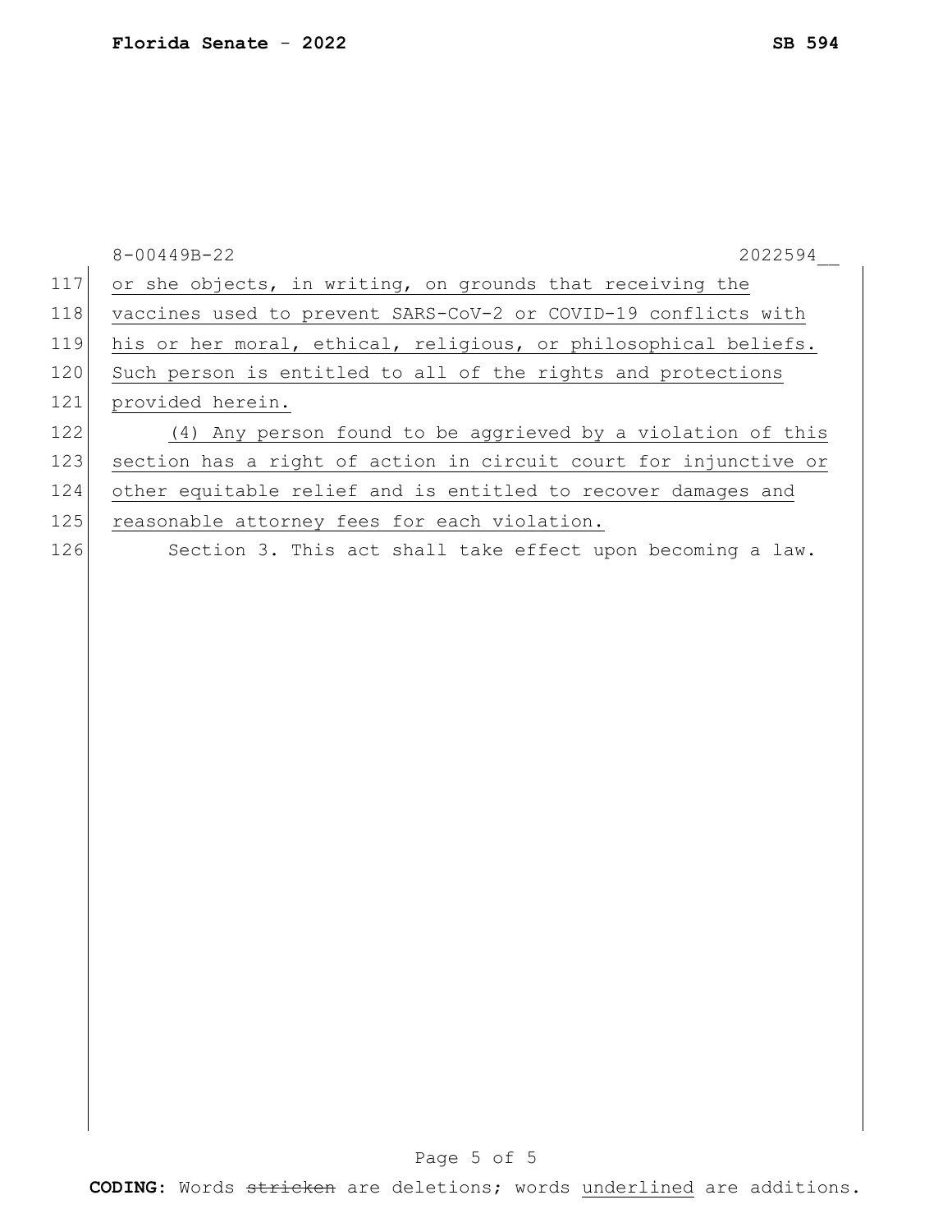8-00449B-22 2022594__

117 or she objects, in writing, on grounds that receiving the
118 vaccines used to prevent SARS-CoV-2 or COVID-19 conflicts with
119 his or her moral, ethical, religious, or philosophical beliefs.
120 Such person is entitled to all of the rights and protections
121 provided herein.

122 (4) Any person found to be aggrieved by a violation of this
123 section has a right of action in circuit court for injunctive or
124 other equitable relief and is entitled to recover damages and
125 reasonable attorney fees for each violation.

126 Section 3. This act shall take effect upon becoming a law.

**CODING:** Words ~~stricken~~ are deletions; words underlined are additions.